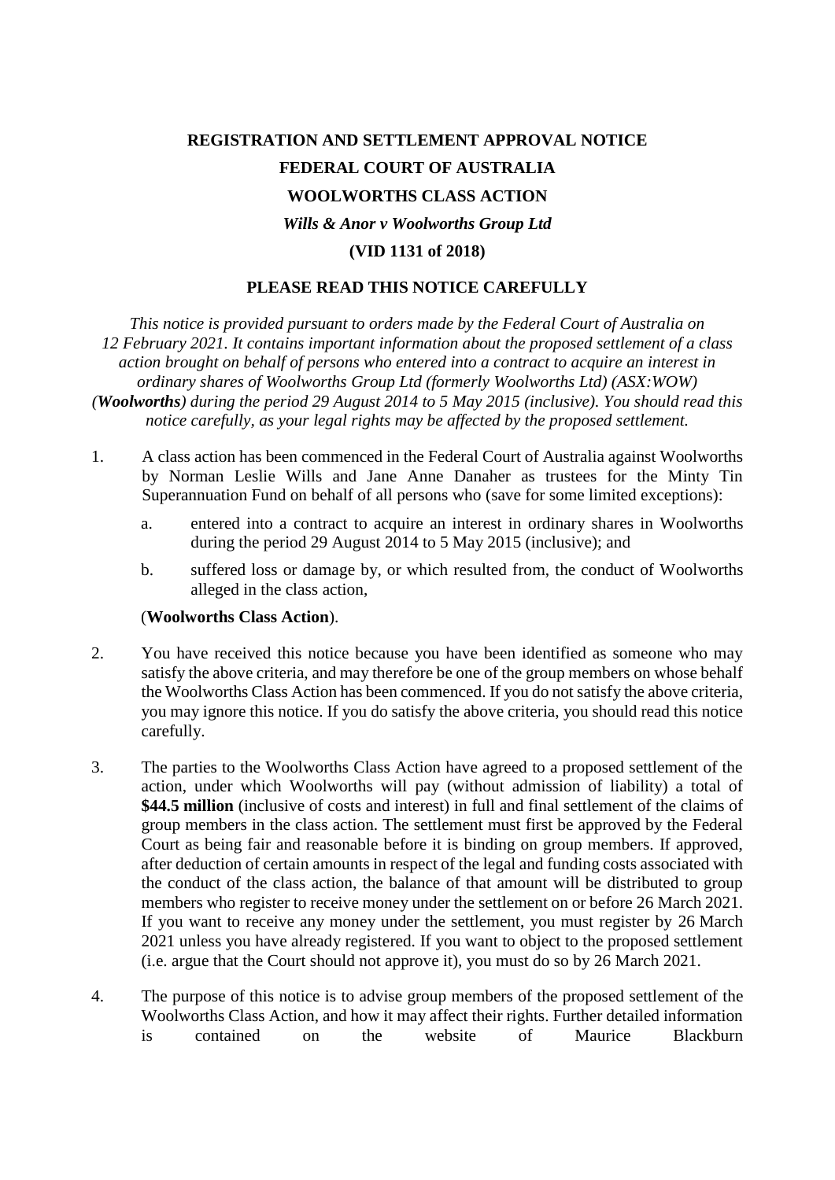# REGISTRATION AND SETTLEMENT APPROVAL NOTICE

# FEDERAL COURT OF AUSTRALIA

# WOOLWORTHS CLASS ACTION

## *Wills & Anor v Woolworths Group Ltd*

## (VID 1131 of 2018)

### PLEASE READ THIS NOTICE CAREFULLY

*This notice is provided pursuant to orders made by the Federal Court of Australia on 12 February 2021. It contains important information about the proposed settlement of a class action brought on behalf of persons who entered into a contract to acquire an interest in ordinary shares of Woolworths Group Ltd (formerly Woolworths Ltd) (ASX:WOW) (**Woolworths**) during the period 29 August 2014 to 5 May 2015 (inclusive). You should read this notice carefully, as your legal rights may be affected by the proposed settlement.*

1. A class action has been commenced in the Federal Court of Australia against Woolworths by Norman Leslie Wills and Jane Anne Danaher as trustees for the Minty Tin Superannuation Fund on behalf of all persons who (save for some limited exceptions):

   a. entered into a contract to acquire an interest in ordinary shares in Woolworths during the period 29 August 2014 to 5 May 2015 (inclusive); and

   b. suffered loss or damage by, or which resulted from, the conduct of Woolworths alleged in the class action,

   (**Woolworths Class Action**).

2. You have received this notice because you have been identified as someone who may satisfy the above criteria, and may therefore be one of the group members on whose behalf the Woolworths Class Action has been commenced. If you do not satisfy the above criteria, you may ignore this notice. If you do satisfy the above criteria, you should read this notice carefully.

3. The parties to the Woolworths Class Action have agreed to a proposed settlement of the action, under which Woolworths will pay (without admission of liability) a total of **$44.5 million** (inclusive of costs and interest) in full and final settlement of the claims of group members in the class action. The settlement must first be approved by the Federal Court as being fair and reasonable before it is binding on group members. If approved, after deduction of certain amounts in respect of the legal and funding costs associated with the conduct of the class action, the balance of that amount will be distributed to group members who register to receive money under the settlement on or before 26 March 2021. If you want to receive any money under the settlement, you must register by 26 March 2021 unless you have already registered. If you want to object to the proposed settlement (i.e. argue that the Court should not approve it), you must do so by 26 March 2021.

4. The purpose of this notice is to advise group members of the proposed settlement of the Woolworths Class Action, and how it may affect their rights. Further detailed information is contained on the website of Maurice Blackburn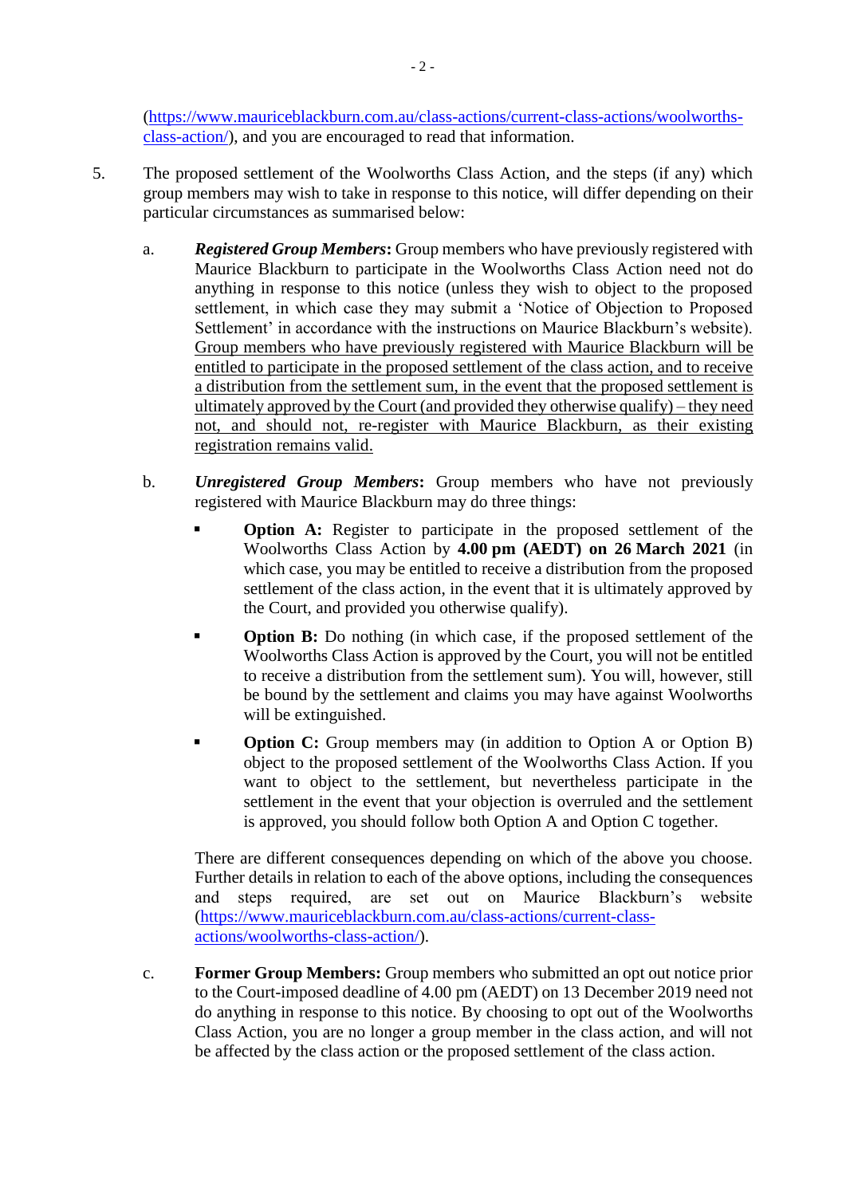(https://www.mauriceblackburn.com.au/class-actions/current-class-actions/woolworths-class-action/), and you are encouraged to read that information.

5. The proposed settlement of the Woolworths Class Action, and the steps (if any) which group members may wish to take in response to this notice, will differ depending on their particular circumstances as summarised below:

   a. ***Registered Group Members*:** Group members who have previously registered with Maurice Blackburn to participate in the Woolworths Class Action need not do anything in response to this notice (unless they wish to object to the proposed settlement, in which case they may submit a 'Notice of Objection to Proposed Settlement' in accordance with the instructions on Maurice Blackburn's website). <u>Group members who have previously registered with Maurice Blackburn will be entitled to participate in the proposed settlement of the class action, and to receive a distribution from the settlement sum, in the event that the proposed settlement is ultimately approved by the Court (and provided they otherwise qualify) – they need not, and should not, re-register with Maurice Blackburn, as their existing registration remains valid.</u>

   b. ***Unregistered Group Members*:** Group members who have not previously registered with Maurice Blackburn may do three things:

      - **Option A:** Register to participate in the proposed settlement of the Woolworths Class Action by **4.00 pm (AEDT) on 26 March 2021** (in which case, you may be entitled to receive a distribution from the proposed settlement of the class action, in the event that it is ultimately approved by the Court, and provided you otherwise qualify).
      - **Option B:** Do nothing (in which case, if the proposed settlement of the Woolworths Class Action is approved by the Court, you will not be entitled to receive a distribution from the settlement sum). You will, however, still be bound by the settlement and claims you may have against Woolworths will be extinguished.
      - **Option C:** Group members may (in addition to Option A or Option B) object to the proposed settlement of the Woolworths Class Action. If you want to object to the settlement, but nevertheless participate in the settlement in the event that your objection is overruled and the settlement is approved, you should follow both Option A and Option C together.

      There are different consequences depending on which of the above you choose. Further details in relation to each of the above options, including the consequences and steps required, are set out on Maurice Blackburn's website (https://www.mauriceblackburn.com.au/class-actions/current-class-actions/woolworths-class-action/).

   c. **Former Group Members:** Group members who submitted an opt out notice prior to the Court-imposed deadline of 4.00 pm (AEDT) on 13 December 2019 need not do anything in response to this notice. By choosing to opt out of the Woolworths Class Action, you are no longer a group member in the class action, and will not be affected by the class action or the proposed settlement of the class action.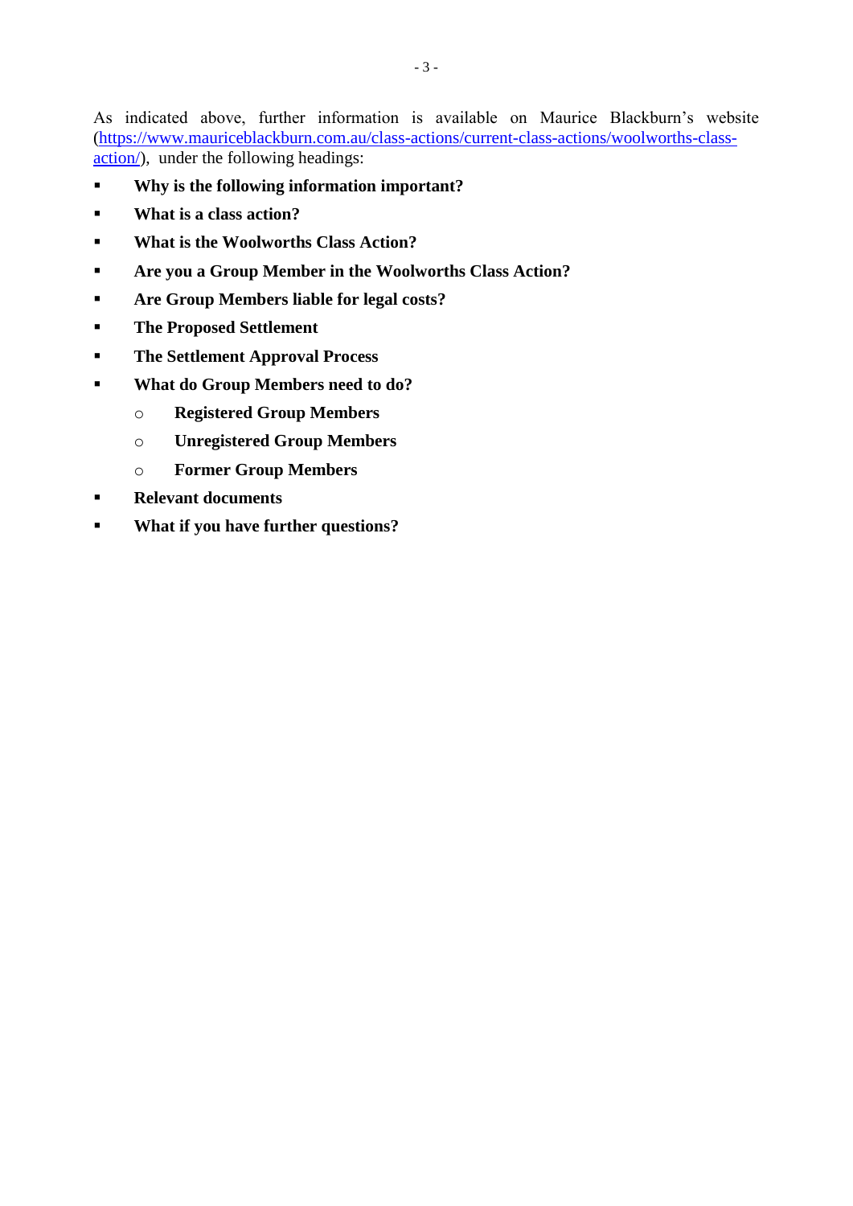As indicated above, further information is available on Maurice Blackburn's website ([https://www.mauriceblackburn.com.au/class-actions/current-class-actions/woolworths-class-action/](https://www.mauriceblackburn.com.au/class-actions/current-class-actions/woolworths-class-action/)), under the following headings:

- **Why is the following information important?**
- **What is a class action?**
- **What is the Woolworths Class Action?**
- **Are you a Group Member in the Woolworths Class Action?**
- **Are Group Members liable for legal costs?**
- **The Proposed Settlement**
- **The Settlement Approval Process**
- **What do Group Members need to do?**
  - **Registered Group Members**
  - **Unregistered Group Members**
  - **Former Group Members**
- **Relevant documents**
- **What if you have further questions?**